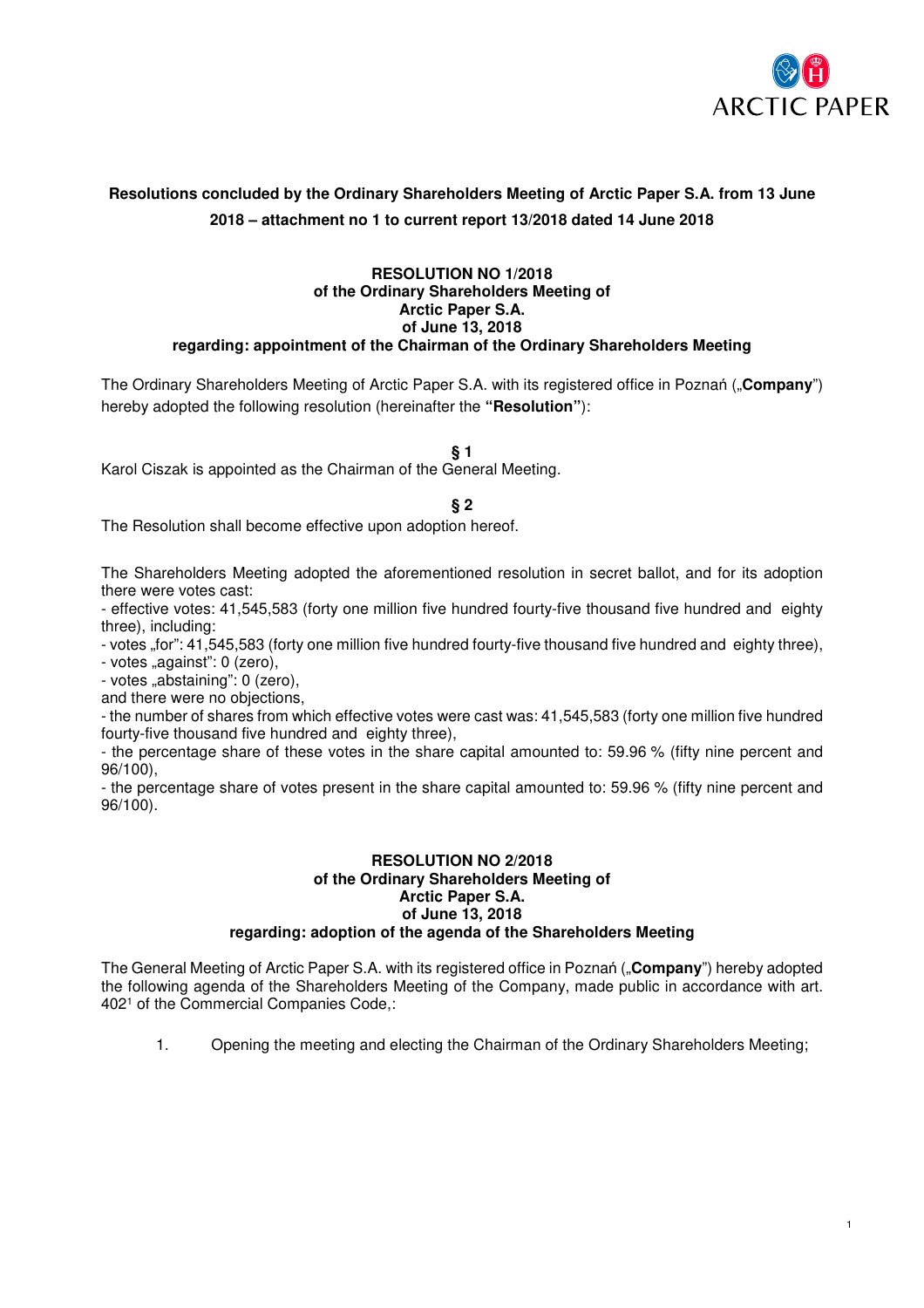**Resolutions concluded by the Ordinary Shareholders Meeting of Arctic Paper S.A. from 13 June 2018 – attachment no 1 to current report 13/2018 dated 14 June 2018**

**RESOLUTION NO 1/2018**
**of the Ordinary Shareholders Meeting of**
**Arctic Paper S.A.**
**of June 13, 2018**
**regarding: appointment of the Chairman of the Ordinary Shareholders Meeting**

The Ordinary Shareholders Meeting of Arctic Paper S.A. with its registered office in Poznań („**Company**") hereby adopted the following resolution (hereinafter the **"Resolution"**):

**§ 1**

Karol Ciszak is appointed as the Chairman of the General Meeting.

**§ 2**

The Resolution shall become effective upon adoption hereof.

The Shareholders Meeting adopted the aforementioned resolution in secret ballot, and for its adoption there were votes cast:
- effective votes: 41,545,583 (forty one million five hundred fourty-five thousand five hundred and eighty three), including:
- votes „for": 41,545,583 (forty one million five hundred fourty-five thousand five hundred and eighty three),
- votes „against": 0 (zero),
- votes „abstaining": 0 (zero),
and there were no objections,
- the number of shares from which effective votes were cast was: 41,545,583 (forty one million five hundred fourty-five thousand five hundred and eighty three),
- the percentage share of these votes in the share capital amounted to: 59.96 % (fifty nine percent and 96/100),
- the percentage share of votes present in the share capital amounted to: 59.96 % (fifty nine percent and 96/100).

**RESOLUTION NO 2/2018**
**of the Ordinary Shareholders Meeting of**
**Arctic Paper S.A.**
**of June 13, 2018**
**regarding: adoption of the agenda of the Shareholders Meeting**

The General Meeting of Arctic Paper S.A. with its registered office in Poznań („**Company**") hereby adopted the following agenda of the Shareholders Meeting of the Company, made public in accordance with art. 402[1] of the Commercial Companies Code,:

1. Opening the meeting and electing the Chairman of the Ordinary Shareholders Meeting;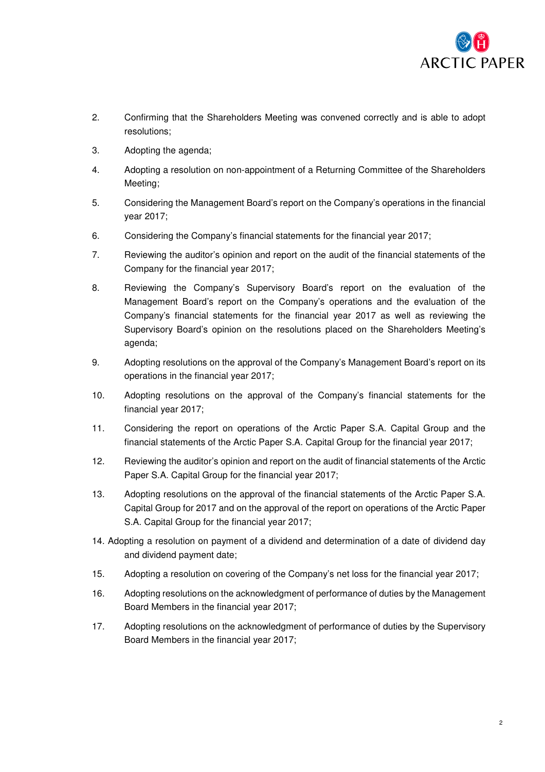2. Confirming that the Shareholders Meeting was convened correctly and is able to adopt resolutions;
3. Adopting the agenda;
4. Adopting a resolution on non-appointment of a Returning Committee of the Shareholders Meeting;
5. Considering the Management Board's report on the Company's operations in the financial year 2017;
6. Considering the Company's financial statements for the financial year 2017;
7. Reviewing the auditor's opinion and report on the audit of the financial statements of the Company for the financial year 2017;
8. Reviewing the Company's Supervisory Board's report on the evaluation of the Management Board's report on the Company's operations and the evaluation of the Company's financial statements for the financial year 2017 as well as reviewing the Supervisory Board's opinion on the resolutions placed on the Shareholders Meeting's agenda;
9. Adopting resolutions on the approval of the Company's Management Board's report on its operations in the financial year 2017;
10. Adopting resolutions on the approval of the Company's financial statements for the financial year 2017;
11. Considering the report on operations of the Arctic Paper S.A. Capital Group and the financial statements of the Arctic Paper S.A. Capital Group for the financial year 2017;
12. Reviewing the auditor's opinion and report on the audit of financial statements of the Arctic Paper S.A. Capital Group for the financial year 2017;
13. Adopting resolutions on the approval of the financial statements of the Arctic Paper S.A. Capital Group for 2017 and on the approval of the report on operations of the Arctic Paper S.A. Capital Group for the financial year 2017;
14. Adopting a resolution on payment of a dividend and determination of a date of dividend day and dividend payment date;
15. Adopting a resolution on covering of the Company's net loss for the financial year 2017;
16. Adopting resolutions on the acknowledgment of performance of duties by the Management Board Members in the financial year 2017;
17. Adopting resolutions on the acknowledgment of performance of duties by the Supervisory Board Members in the financial year 2017;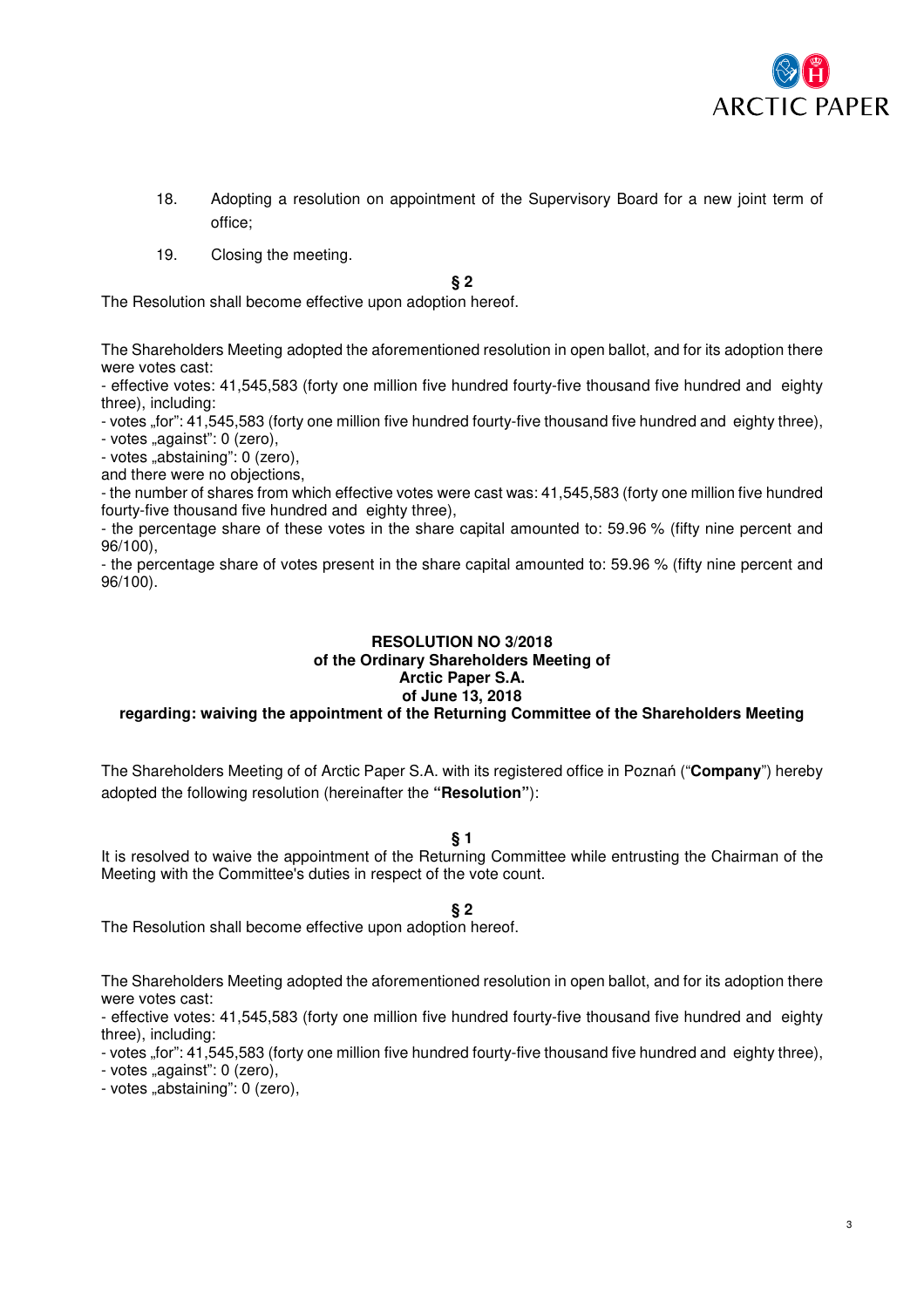18. Adopting a resolution on appointment of the Supervisory Board for a new joint term of office;

19. Closing the meeting.

**§ 2**

The Resolution shall become effective upon adoption hereof.

The Shareholders Meeting adopted the aforementioned resolution in open ballot, and for its adoption there were votes cast:
- effective votes: 41,545,583 (forty one million five hundred fourty-five thousand five hundred and eighty three), including:
- votes „for": 41,545,583 (forty one million five hundred fourty-five thousand five hundred and eighty three),
- votes „against": 0 (zero),
- votes „abstaining": 0 (zero),
and there were no objections,
- the number of shares from which effective votes were cast was: 41,545,583 (forty one million five hundred fourty-five thousand five hundred and eighty three),
- the percentage share of these votes in the share capital amounted to: 59.96 % (fifty nine percent and 96/100),
- the percentage share of votes present in the share capital amounted to: 59.96 % (fifty nine percent and 96/100).

**RESOLUTION NO 3/2018**
**of the Ordinary Shareholders Meeting of**
**Arctic Paper S.A.**
**of June 13, 2018**
**regarding: waiving the appointment of the Returning Committee of the Shareholders Meeting**

The Shareholders Meeting of of Arctic Paper S.A. with its registered office in Poznań ("**Company**") hereby adopted the following resolution (hereinafter the **"Resolution"**):

**§ 1**

It is resolved to waive the appointment of the Returning Committee while entrusting the Chairman of the Meeting with the Committee's duties in respect of the vote count.

**§ 2**

The Resolution shall become effective upon adoption hereof.

The Shareholders Meeting adopted the aforementioned resolution in open ballot, and for its adoption there were votes cast:
- effective votes: 41,545,583 (forty one million five hundred fourty-five thousand five hundred and eighty three), including:
- votes „for": 41,545,583 (forty one million five hundred fourty-five thousand five hundred and eighty three),
- votes „against": 0 (zero),
- votes „abstaining": 0 (zero),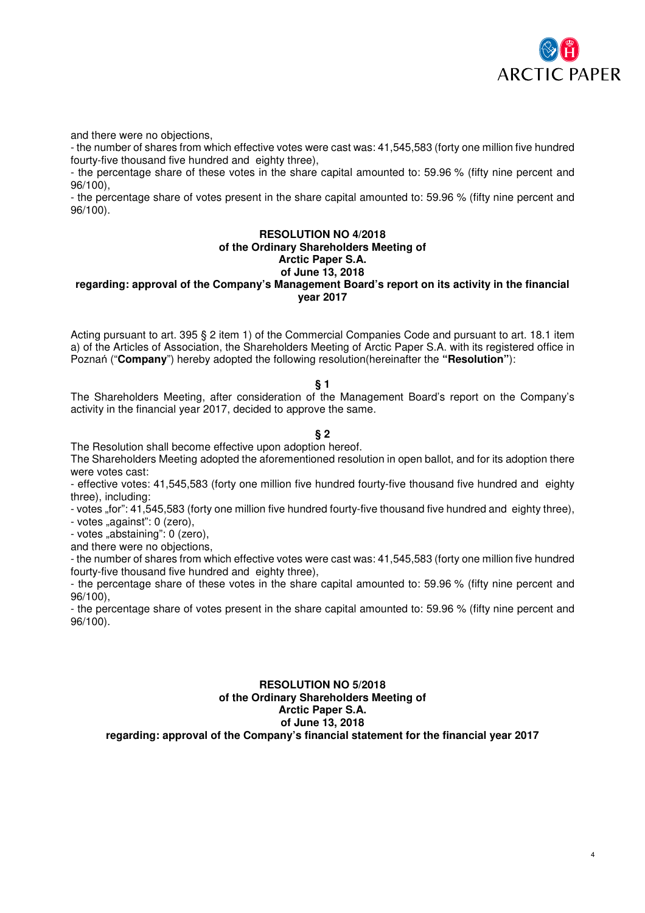and there were no objections,

- the number of shares from which effective votes were cast was: 41,545,583 (forty one million five hundred fourty-five thousand five hundred and eighty three),
- the percentage share of these votes in the share capital amounted to: 59.96 % (fifty nine percent and 96/100),
- the percentage share of votes present in the share capital amounted to: 59.96 % (fifty nine percent and 96/100).

**RESOLUTION NO 4/2018**
**of the Ordinary Shareholders Meeting of**
**Arctic Paper S.A.**
**of June 13, 2018**
**regarding: approval of the Company's Management Board's report on its activity in the financial year 2017**

Acting pursuant to art. 395 § 2 item 1) of the Commercial Companies Code and pursuant to art. 18.1 item a) of the Articles of Association, the Shareholders Meeting of Arctic Paper S.A. with its registered office in Poznań ("**Company**") hereby adopted the following resolution(hereinafter the **"Resolution"**):

**§ 1**

The Shareholders Meeting, after consideration of the Management Board's report on the Company's activity in the financial year 2017, decided to approve the same.

**§ 2**

The Resolution shall become effective upon adoption hereof.

The Shareholders Meeting adopted the aforementioned resolution in open ballot, and for its adoption there were votes cast:

- effective votes: 41,545,583 (forty one million five hundred fourty-five thousand five hundred and eighty three), including:
- votes „for": 41,545,583 (forty one million five hundred fourty-five thousand five hundred and eighty three),
- votes „against": 0 (zero),
- votes „abstaining": 0 (zero),

and there were no objections,

- the number of shares from which effective votes were cast was: 41,545,583 (forty one million five hundred fourty-five thousand five hundred and eighty three),
- the percentage share of these votes in the share capital amounted to: 59.96 % (fifty nine percent and 96/100),
- the percentage share of votes present in the share capital amounted to: 59.96 % (fifty nine percent and 96/100).

**RESOLUTION NO 5/2018**
**of the Ordinary Shareholders Meeting of**
**Arctic Paper S.A.**
**of June 13, 2018**
**regarding: approval of the Company's financial statement for the financial year 2017**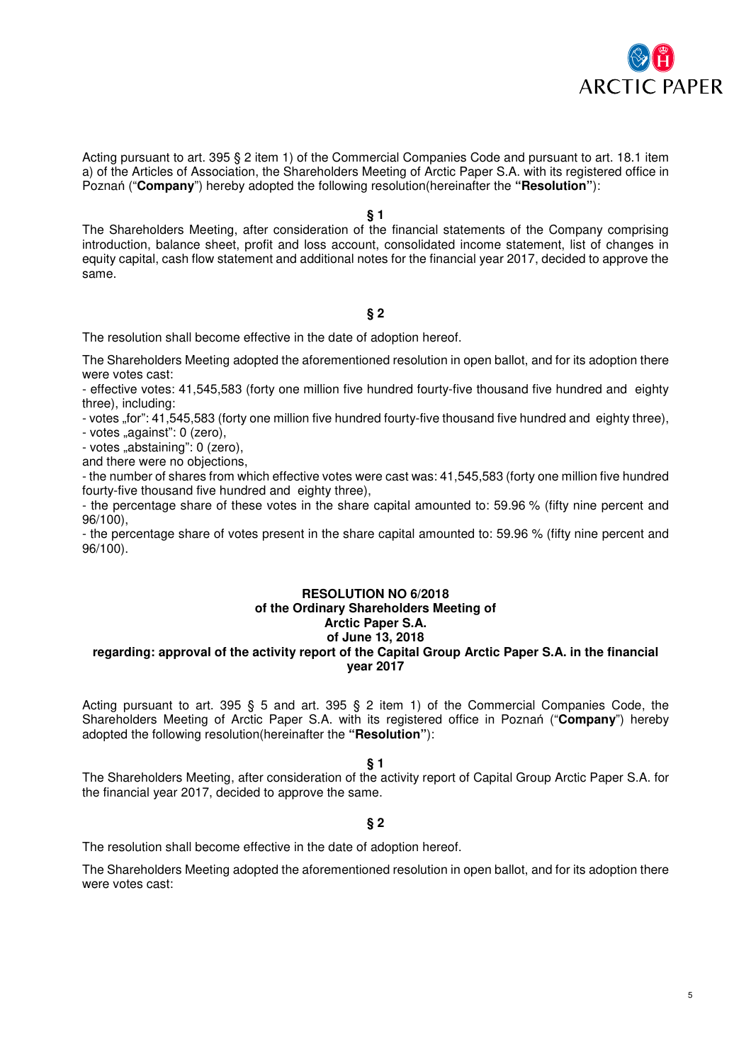Acting pursuant to art. 395 § 2 item 1) of the Commercial Companies Code and pursuant to art. 18.1 item a) of the Articles of Association, the Shareholders Meeting of Arctic Paper S.A. with its registered office in Poznań ("**Company**") hereby adopted the following resolution(hereinafter the **"Resolution"**):

**§ 1**

The Shareholders Meeting, after consideration of the financial statements of the Company comprising introduction, balance sheet, profit and loss account, consolidated income statement, list of changes in equity capital, cash flow statement and additional notes for the financial year 2017, decided to approve the same.

**§ 2**

The resolution shall become effective in the date of adoption hereof.

The Shareholders Meeting adopted the aforementioned resolution in open ballot, and for its adoption there were votes cast:

- effective votes: 41,545,583 (forty one million five hundred fourty-five thousand five hundred and eighty three), including:
- votes „for": 41,545,583 (forty one million five hundred fourty-five thousand five hundred and eighty three),
- votes „against": 0 (zero),
- votes „abstaining": 0 (zero),

and there were no objections,

- the number of shares from which effective votes were cast was: 41,545,583 (forty one million five hundred fourty-five thousand five hundred and eighty three),
- the percentage share of these votes in the share capital amounted to: 59.96 % (fifty nine percent and 96/100),
- the percentage share of votes present in the share capital amounted to: 59.96 % (fifty nine percent and 96/100).

**RESOLUTION NO 6/2018**
**of the Ordinary Shareholders Meeting of**
**Arctic Paper S.A.**
**of June 13, 2018**
**regarding: approval of the activity report of the Capital Group Arctic Paper S.A. in the financial year 2017**

Acting pursuant to art. 395 § 5 and art. 395 § 2 item 1) of the Commercial Companies Code, the Shareholders Meeting of Arctic Paper S.A. with its registered office in Poznań ("**Company**") hereby adopted the following resolution(hereinafter the **"Resolution"**):

**§ 1**

The Shareholders Meeting, after consideration of the activity report of Capital Group Arctic Paper S.A. for the financial year 2017, decided to approve the same.

**§ 2**

The resolution shall become effective in the date of adoption hereof.

The Shareholders Meeting adopted the aforementioned resolution in open ballot, and for its adoption there were votes cast: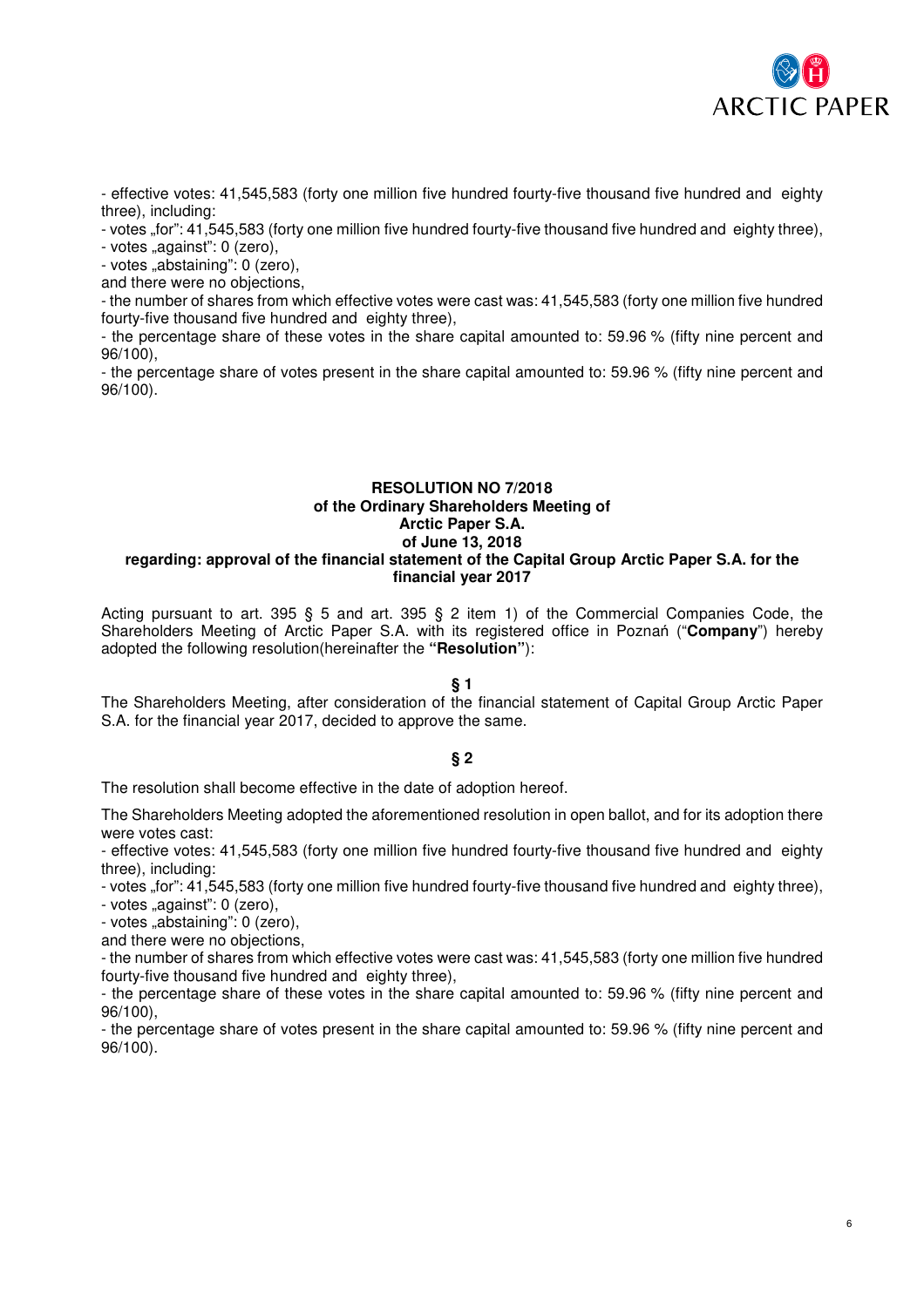- effective votes: 41,545,583 (forty one million five hundred fourty-five thousand five hundred and eighty three), including:
- votes „for": 41,545,583 (forty one million five hundred fourty-five thousand five hundred and eighty three),
- votes „against": 0 (zero),
- votes „abstaining": 0 (zero),
and there were no objections,
- the number of shares from which effective votes were cast was: 41,545,583 (forty one million five hundred fourty-five thousand five hundred and eighty three),
- the percentage share of these votes in the share capital amounted to: 59.96 % (fifty nine percent and 96/100),
- the percentage share of votes present in the share capital amounted to: 59.96 % (fifty nine percent and 96/100).

**RESOLUTION NO 7/2018**
**of the Ordinary Shareholders Meeting of**
**Arctic Paper S.A.**
**of June 13, 2018**
**regarding: approval of the financial statement of the Capital Group Arctic Paper S.A. for the financial year 2017**

Acting pursuant to art. 395 § 5 and art. 395 § 2 item 1) of the Commercial Companies Code, the Shareholders Meeting of Arctic Paper S.A. with its registered office in Poznań ("**Company**") hereby adopted the following resolution(hereinafter the **"Resolution"**):

**§ 1**

The Shareholders Meeting, after consideration of the financial statement of Capital Group Arctic Paper S.A. for the financial year 2017, decided to approve the same.

**§ 2**

The resolution shall become effective in the date of adoption hereof.

The Shareholders Meeting adopted the aforementioned resolution in open ballot, and for its adoption there were votes cast:
- effective votes: 41,545,583 (forty one million five hundred fourty-five thousand five hundred and eighty three), including:
- votes „for": 41,545,583 (forty one million five hundred fourty-five thousand five hundred and eighty three),
- votes „against": 0 (zero),
- votes „abstaining": 0 (zero),
and there were no objections,
- the number of shares from which effective votes were cast was: 41,545,583 (forty one million five hundred fourty-five thousand five hundred and eighty three),
- the percentage share of these votes in the share capital amounted to: 59.96 % (fifty nine percent and 96/100),
- the percentage share of votes present in the share capital amounted to: 59.96 % (fifty nine percent and 96/100).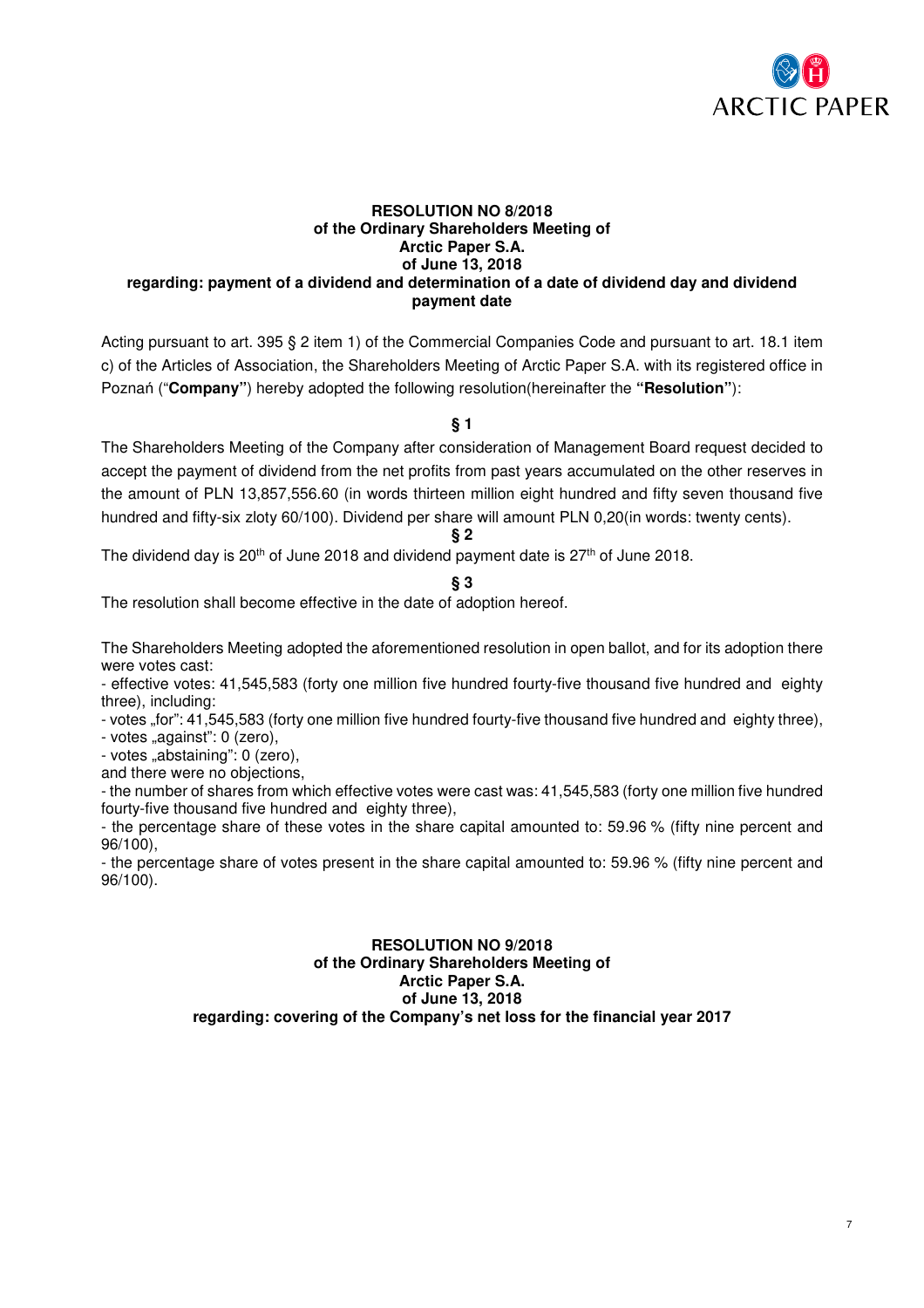**RESOLUTION NO 8/2018**
**of the Ordinary Shareholders Meeting of**
**Arctic Paper S.A.**
**of June 13, 2018**
**regarding: payment of a dividend and determination of a date of dividend day and dividend payment date**

Acting pursuant to art. 395 § 2 item 1) of the Commercial Companies Code and pursuant to art. 18.1 item c) of the Articles of Association, the Shareholders Meeting of Arctic Paper S.A. with its registered office in Poznań ("**Company"**) hereby adopted the following resolution(hereinafter the **"Resolution"**):

**§ 1**

The Shareholders Meeting of the Company after consideration of Management Board request decided to accept the payment of dividend from the net profits from past years accumulated on the other reserves in the amount of PLN 13,857,556.60 (in words thirteen million eight hundred and fifty seven thousand five hundred and fifty-six zloty 60/100). Dividend per share will amount PLN 0,20(in words: twenty cents).

**§ 2**

The dividend day is 20th of June 2018 and dividend payment date is 27th of June 2018.

**§ 3**

The resolution shall become effective in the date of adoption hereof.

The Shareholders Meeting adopted the aforementioned resolution in open ballot, and for its adoption there were votes cast:

- effective votes: 41,545,583 (forty one million five hundred fourty-five thousand five hundred and eighty three), including:
- votes „for": 41,545,583 (forty one million five hundred fourty-five thousand five hundred and eighty three),
- votes „against": 0 (zero),
- votes „abstaining": 0 (zero),

and there were no objections,

- the number of shares from which effective votes were cast was: 41,545,583 (forty one million five hundred fourty-five thousand five hundred and eighty three),
- the percentage share of these votes in the share capital amounted to: 59.96 % (fifty nine percent and 96/100),
- the percentage share of votes present in the share capital amounted to: 59.96 % (fifty nine percent and 96/100).

**RESOLUTION NO 9/2018**
**of the Ordinary Shareholders Meeting of**
**Arctic Paper S.A.**
**of June 13, 2018**
**regarding: covering of the Company's net loss for the financial year 2017**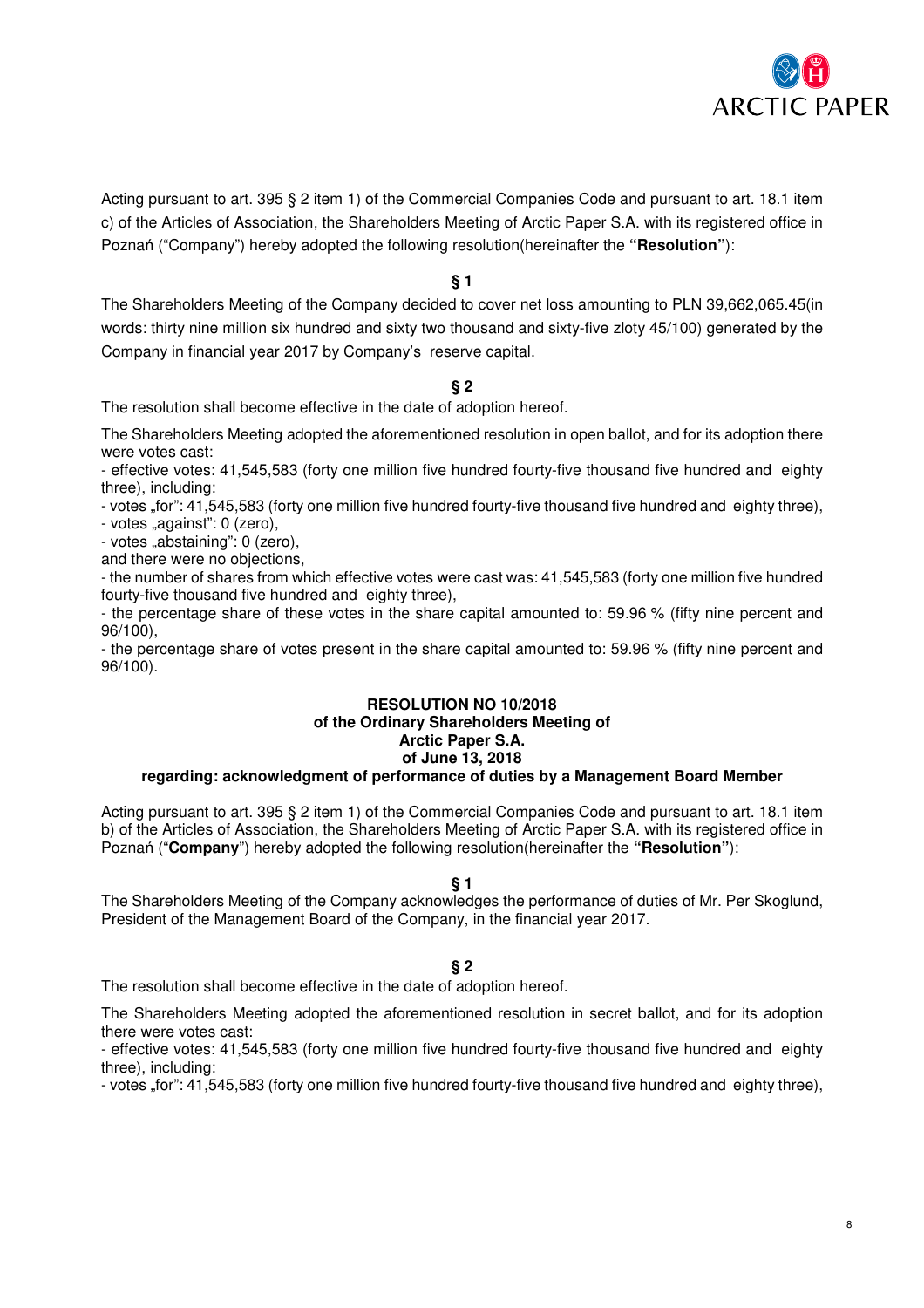Acting pursuant to art. 395 § 2 item 1) of the Commercial Companies Code and pursuant to art. 18.1 item c) of the Articles of Association, the Shareholders Meeting of Arctic Paper S.A. with its registered office in Poznań ("Company") hereby adopted the following resolution(hereinafter the **"Resolution"**):

**§ 1**

The Shareholders Meeting of the Company decided to cover net loss amounting to PLN 39,662,065.45(in words: thirty nine million six hundred and sixty two thousand and sixty-five zloty 45/100) generated by the Company in financial year 2017 by Company's reserve capital.

**§ 2**

The resolution shall become effective in the date of adoption hereof.

The Shareholders Meeting adopted the aforementioned resolution in open ballot, and for its adoption there were votes cast:

- effective votes: 41,545,583 (forty one million five hundred fourty-five thousand five hundred and eighty three), including:
- votes „for": 41,545,583 (forty one million five hundred fourty-five thousand five hundred and eighty three),
- votes „against": 0 (zero),
- votes „abstaining": 0 (zero),

and there were no objections,

- the number of shares from which effective votes were cast was: 41,545,583 (forty one million five hundred fourty-five thousand five hundred and eighty three),
- the percentage share of these votes in the share capital amounted to: 59.96 % (fifty nine percent and 96/100),
- the percentage share of votes present in the share capital amounted to: 59.96 % (fifty nine percent and 96/100).

**RESOLUTION NO 10/2018**
**of the Ordinary Shareholders Meeting of**
**Arctic Paper S.A.**
**of June 13, 2018**
**regarding: acknowledgment of performance of duties by a Management Board Member**

Acting pursuant to art. 395 § 2 item 1) of the Commercial Companies Code and pursuant to art. 18.1 item b) of the Articles of Association, the Shareholders Meeting of Arctic Paper S.A. with its registered office in Poznań ("**Company**") hereby adopted the following resolution(hereinafter the **"Resolution"**):

**§ 1**

The Shareholders Meeting of the Company acknowledges the performance of duties of Mr. Per Skoglund, President of the Management Board of the Company, in the financial year 2017.

**§ 2**

The resolution shall become effective in the date of adoption hereof.

The Shareholders Meeting adopted the aforementioned resolution in secret ballot, and for its adoption there were votes cast:

- effective votes: 41,545,583 (forty one million five hundred fourty-five thousand five hundred and eighty three), including:
- votes „for": 41,545,583 (forty one million five hundred fourty-five thousand five hundred and eighty three),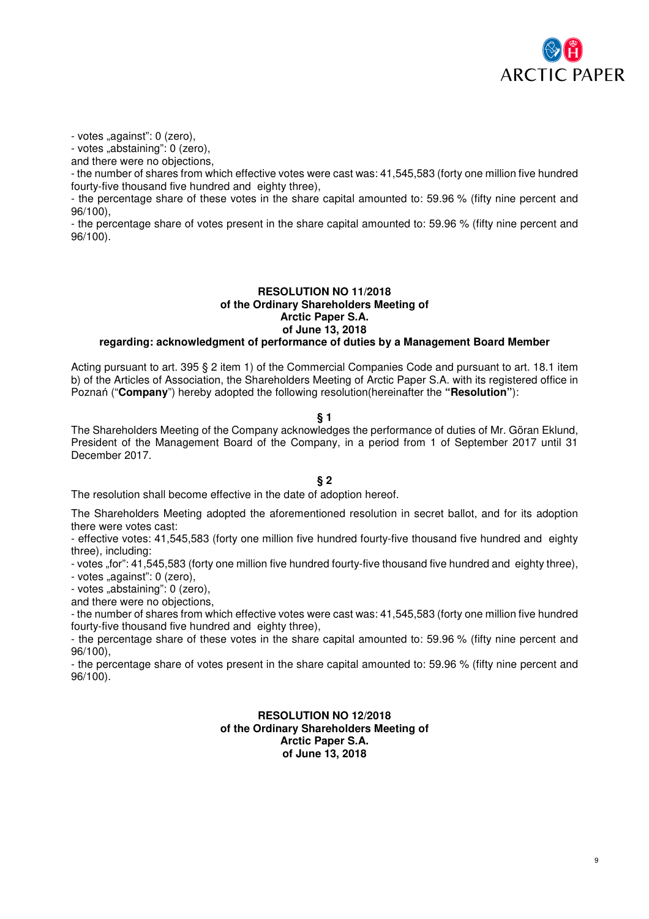- votes „against": 0 (zero),
- votes „abstaining": 0 (zero),
and there were no objections,
- the number of shares from which effective votes were cast was: 41,545,583 (forty one million five hundred fourty-five thousand five hundred and eighty three),
- the percentage share of these votes in the share capital amounted to: 59.96 % (fifty nine percent and 96/100),
- the percentage share of votes present in the share capital amounted to: 59.96 % (fifty nine percent and 96/100).

**RESOLUTION NO 11/2018**
**of the Ordinary Shareholders Meeting of**
**Arctic Paper S.A.**
**of June 13, 2018**
**regarding: acknowledgment of performance of duties by a Management Board Member**

Acting pursuant to art. 395 § 2 item 1) of the Commercial Companies Code and pursuant to art. 18.1 item b) of the Articles of Association, the Shareholders Meeting of Arctic Paper S.A. with its registered office in Poznań ("**Company**") hereby adopted the following resolution(hereinafter the **"Resolution"**):

**§ 1**

The Shareholders Meeting of the Company acknowledges the performance of duties of Mr. Göran Eklund, President of the Management Board of the Company, in a period from 1 of September 2017 until 31 December 2017.

**§ 2**

The resolution shall become effective in the date of adoption hereof.

The Shareholders Meeting adopted the aforementioned resolution in secret ballot, and for its adoption there were votes cast:
- effective votes: 41,545,583 (forty one million five hundred fourty-five thousand five hundred and eighty three), including:
- votes „for": 41,545,583 (forty one million five hundred fourty-five thousand five hundred and eighty three),
- votes „against": 0 (zero),
- votes „abstaining": 0 (zero),
and there were no objections,
- the number of shares from which effective votes were cast was: 41,545,583 (forty one million five hundred fourty-five thousand five hundred and eighty three),
- the percentage share of these votes in the share capital amounted to: 59.96 % (fifty nine percent and 96/100),
- the percentage share of votes present in the share capital amounted to: 59.96 % (fifty nine percent and 96/100).

**RESOLUTION NO 12/2018**
**of the Ordinary Shareholders Meeting of**
**Arctic Paper S.A.**
**of June 13, 2018**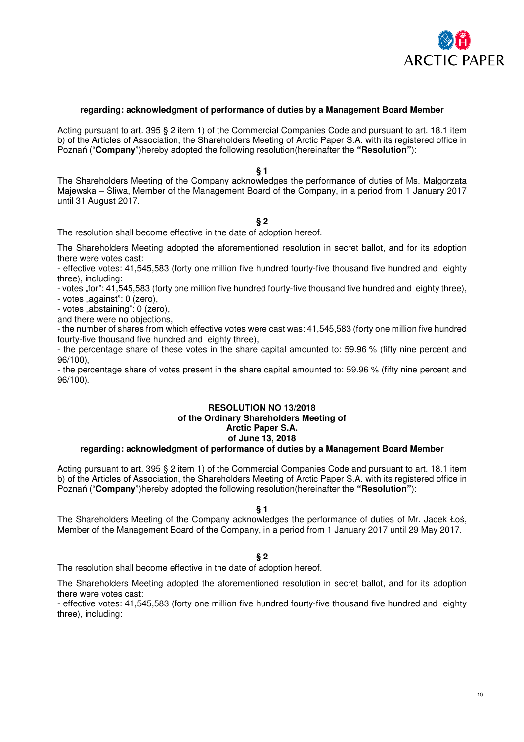**regarding: acknowledgment of performance of duties by a Management Board Member**

Acting pursuant to art. 395 § 2 item 1) of the Commercial Companies Code and pursuant to art. 18.1 item b) of the Articles of Association, the Shareholders Meeting of Arctic Paper S.A. with its registered office in Poznań ("**Company**")hereby adopted the following resolution(hereinafter the **"Resolution"**):

**§ 1**

The Shareholders Meeting of the Company acknowledges the performance of duties of Ms. Małgorzata Majewska – Śliwa, Member of the Management Board of the Company, in a period from 1 January 2017 until 31 August 2017.

**§ 2**

The resolution shall become effective in the date of adoption hereof.

The Shareholders Meeting adopted the aforementioned resolution in secret ballot, and for its adoption there were votes cast:
- effective votes: 41,545,583 (forty one million five hundred fourty-five thousand five hundred and eighty three), including:
- votes „for": 41,545,583 (forty one million five hundred fourty-five thousand five hundred and eighty three),
- votes „against": 0 (zero),
- votes „abstaining": 0 (zero),
and there were no objections,
- the number of shares from which effective votes were cast was: 41,545,583 (forty one million five hundred fourty-five thousand five hundred and eighty three),
- the percentage share of these votes in the share capital amounted to: 59.96 % (fifty nine percent and 96/100),
- the percentage share of votes present in the share capital amounted to: 59.96 % (fifty nine percent and 96/100).

**RESOLUTION NO 13/2018**
**of the Ordinary Shareholders Meeting of**
**Arctic Paper S.A.**
**of June 13, 2018**
**regarding: acknowledgment of performance of duties by a Management Board Member**

Acting pursuant to art. 395 § 2 item 1) of the Commercial Companies Code and pursuant to art. 18.1 item b) of the Articles of Association, the Shareholders Meeting of Arctic Paper S.A. with its registered office in Poznań ("**Company**")hereby adopted the following resolution(hereinafter the **"Resolution"**):

**§ 1**

The Shareholders Meeting of the Company acknowledges the performance of duties of Mr. Jacek Łoś, Member of the Management Board of the Company, in a period from 1 January 2017 until 29 May 2017.

**§ 2**

The resolution shall become effective in the date of adoption hereof.

The Shareholders Meeting adopted the aforementioned resolution in secret ballot, and for its adoption there were votes cast:
- effective votes: 41,545,583 (forty one million five hundred fourty-five thousand five hundred and eighty three), including: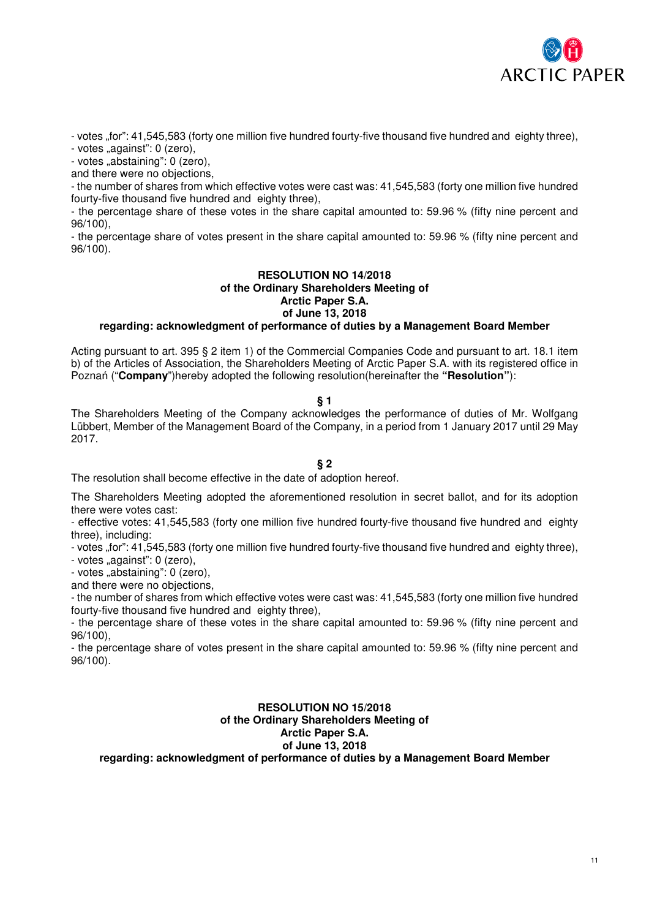- votes „for": 41,545,583 (forty one million five hundred fourty-five thousand five hundred and eighty three),
- votes „against": 0 (zero),
- votes „abstaining": 0 (zero),

and there were no objections,

- the number of shares from which effective votes were cast was: 41,545,583 (forty one million five hundred fourty-five thousand five hundred and eighty three),
- the percentage share of these votes in the share capital amounted to: 59.96 % (fifty nine percent and 96/100),
- the percentage share of votes present in the share capital amounted to: 59.96 % (fifty nine percent and 96/100).

**RESOLUTION NO 14/2018**
**of the Ordinary Shareholders Meeting of**
**Arctic Paper S.A.**
**of June 13, 2018**
**regarding: acknowledgment of performance of duties by a Management Board Member**

Acting pursuant to art. 395 § 2 item 1) of the Commercial Companies Code and pursuant to art. 18.1 item b) of the Articles of Association, the Shareholders Meeting of Arctic Paper S.A. with its registered office in Poznań ("**Company**")hereby adopted the following resolution(hereinafter the **"Resolution"**):

**§ 1**

The Shareholders Meeting of the Company acknowledges the performance of duties of Mr. Wolfgang Lübbert, Member of the Management Board of the Company, in a period from 1 January 2017 until 29 May 2017.

**§ 2**

The resolution shall become effective in the date of adoption hereof.

The Shareholders Meeting adopted the aforementioned resolution in secret ballot, and for its adoption there were votes cast:

- effective votes: 41,545,583 (forty one million five hundred fourty-five thousand five hundred and eighty three), including:
- votes „for": 41,545,583 (forty one million five hundred fourty-five thousand five hundred and eighty three),
- votes „against": 0 (zero),
- votes „abstaining": 0 (zero),

and there were no objections,

- the number of shares from which effective votes were cast was: 41,545,583 (forty one million five hundred fourty-five thousand five hundred and eighty three),
- the percentage share of these votes in the share capital amounted to: 59.96 % (fifty nine percent and 96/100),
- the percentage share of votes present in the share capital amounted to: 59.96 % (fifty nine percent and 96/100).

**RESOLUTION NO 15/2018**
**of the Ordinary Shareholders Meeting of**
**Arctic Paper S.A.**
**of June 13, 2018**
**regarding: acknowledgment of performance of duties by a Management Board Member**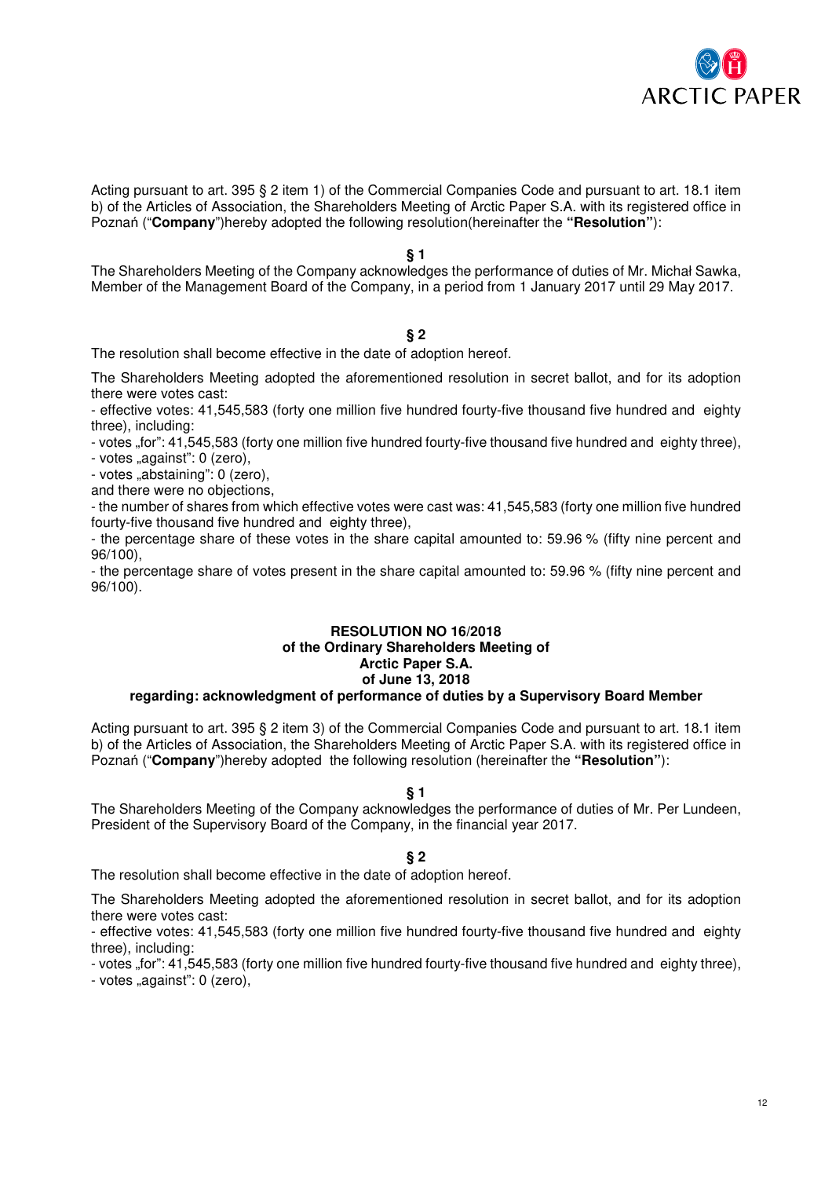Acting pursuant to art. 395 § 2 item 1) of the Commercial Companies Code and pursuant to art. 18.1 item b) of the Articles of Association, the Shareholders Meeting of Arctic Paper S.A. with its registered office in Poznań ("**Company**")hereby adopted the following resolution(hereinafter the **"Resolution"**):

**§ 1**

The Shareholders Meeting of the Company acknowledges the performance of duties of Mr. Michał Sawka, Member of the Management Board of the Company, in a period from 1 January 2017 until 29 May 2017.

**§ 2**

The resolution shall become effective in the date of adoption hereof.

The Shareholders Meeting adopted the aforementioned resolution in secret ballot, and for its adoption there were votes cast:

- effective votes: 41,545,583 (forty one million five hundred fourty-five thousand five hundred and eighty three), including:
- votes „for": 41,545,583 (forty one million five hundred fourty-five thousand five hundred and eighty three),
- votes „against": 0 (zero),
- votes „abstaining": 0 (zero),

and there were no objections,

- the number of shares from which effective votes were cast was: 41,545,583 (forty one million five hundred fourty-five thousand five hundred and eighty three),
- the percentage share of these votes in the share capital amounted to: 59.96 % (fifty nine percent and 96/100),
- the percentage share of votes present in the share capital amounted to: 59.96 % (fifty nine percent and 96/100).

**RESOLUTION NO 16/2018**
**of the Ordinary Shareholders Meeting of**
**Arctic Paper S.A.**
**of June 13, 2018**
**regarding: acknowledgment of performance of duties by a Supervisory Board Member**

Acting pursuant to art. 395 § 2 item 3) of the Commercial Companies Code and pursuant to art. 18.1 item b) of the Articles of Association, the Shareholders Meeting of Arctic Paper S.A. with its registered office in Poznań ("**Company**")hereby adopted the following resolution (hereinafter the **"Resolution"**):

**§ 1**

The Shareholders Meeting of the Company acknowledges the performance of duties of Mr. Per Lundeen, President of the Supervisory Board of the Company, in the financial year 2017.

**§ 2**

The resolution shall become effective in the date of adoption hereof.

The Shareholders Meeting adopted the aforementioned resolution in secret ballot, and for its adoption there were votes cast:

- effective votes: 41,545,583 (forty one million five hundred fourty-five thousand five hundred and eighty three), including:
- votes „for": 41,545,583 (forty one million five hundred fourty-five thousand five hundred and eighty three),
- votes „against": 0 (zero),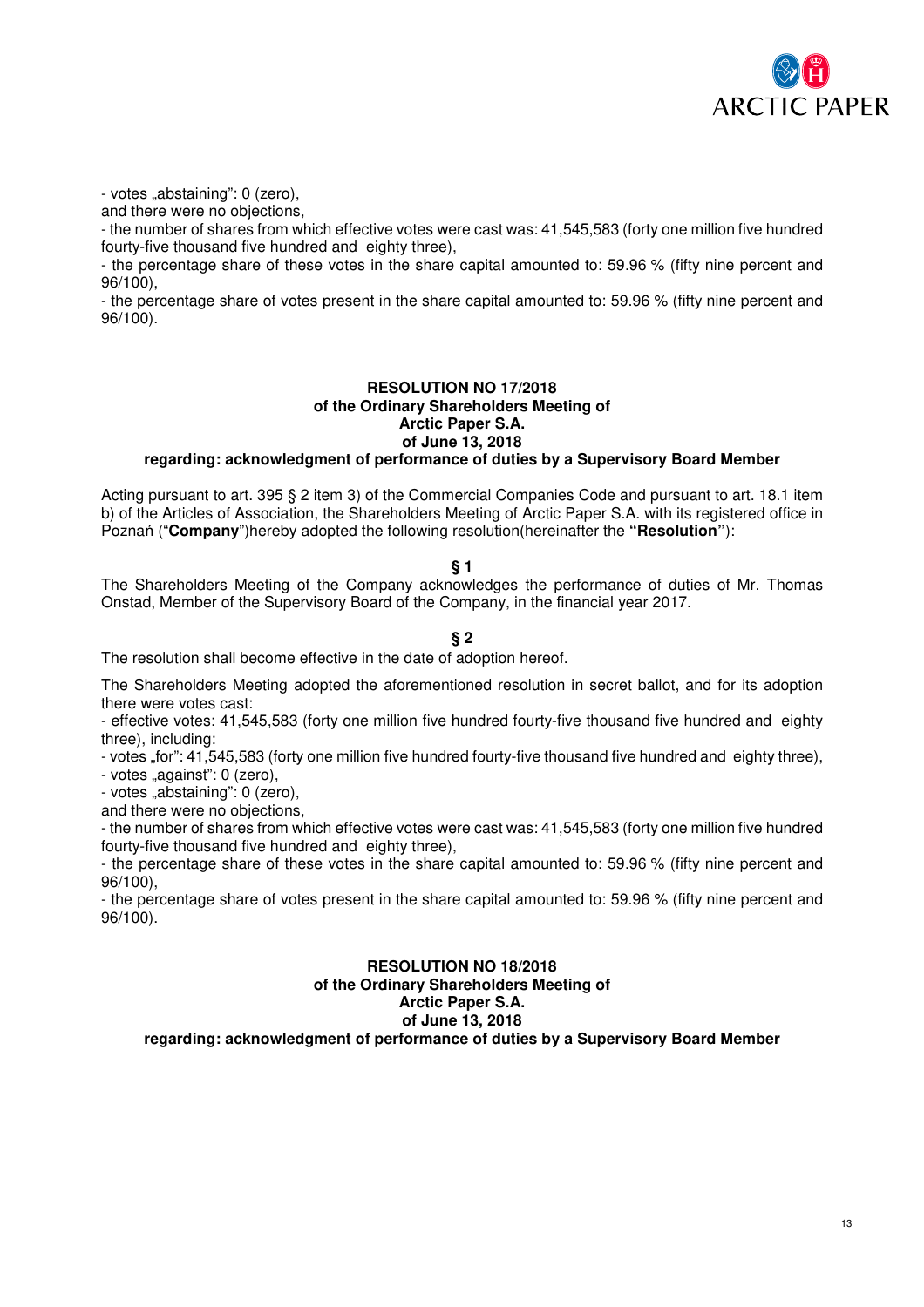- votes „abstaining": 0 (zero),

and there were no objections,

- the number of shares from which effective votes were cast was: 41,545,583 (forty one million five hundred fourty-five thousand five hundred and eighty three),
- the percentage share of these votes in the share capital amounted to: 59.96 % (fifty nine percent and 96/100),
- the percentage share of votes present in the share capital amounted to: 59.96 % (fifty nine percent and 96/100).

**RESOLUTION NO 17/2018**
**of the Ordinary Shareholders Meeting of**
**Arctic Paper S.A.**
**of June 13, 2018**
**regarding: acknowledgment of performance of duties by a Supervisory Board Member**

Acting pursuant to art. 395 § 2 item 3) of the Commercial Companies Code and pursuant to art. 18.1 item b) of the Articles of Association, the Shareholders Meeting of Arctic Paper S.A. with its registered office in Poznań ("**Company**")hereby adopted the following resolution(hereinafter the **"Resolution"**):

**§ 1**

The Shareholders Meeting of the Company acknowledges the performance of duties of Mr. Thomas Onstad, Member of the Supervisory Board of the Company, in the financial year 2017.

**§ 2**

The resolution shall become effective in the date of adoption hereof.

The Shareholders Meeting adopted the aforementioned resolution in secret ballot, and for its adoption there were votes cast:

- effective votes: 41,545,583 (forty one million five hundred fourty-five thousand five hundred and eighty three), including:
- votes „for": 41,545,583 (forty one million five hundred fourty-five thousand five hundred and eighty three),
- votes „against": 0 (zero),
- votes „abstaining": 0 (zero),

and there were no objections,

- the number of shares from which effective votes were cast was: 41,545,583 (forty one million five hundred fourty-five thousand five hundred and eighty three),
- the percentage share of these votes in the share capital amounted to: 59.96 % (fifty nine percent and 96/100),
- the percentage share of votes present in the share capital amounted to: 59.96 % (fifty nine percent and 96/100).

**RESOLUTION NO 18/2018**
**of the Ordinary Shareholders Meeting of**
**Arctic Paper S.A.**
**of June 13, 2018**
**regarding: acknowledgment of performance of duties by a Supervisory Board Member**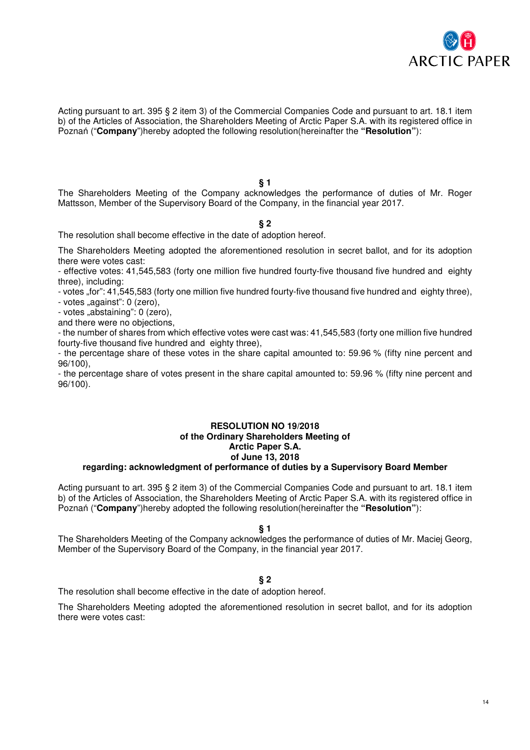Acting pursuant to art. 395 § 2 item 3) of the Commercial Companies Code and pursuant to art. 18.1 item b) of the Articles of Association, the Shareholders Meeting of Arctic Paper S.A. with its registered office in Poznań ("**Company**")hereby adopted the following resolution(hereinafter the **"Resolution"**):

**§ 1**

The Shareholders Meeting of the Company acknowledges the performance of duties of Mr. Roger Mattsson, Member of the Supervisory Board of the Company, in the financial year 2017.

**§ 2**

The resolution shall become effective in the date of adoption hereof.

The Shareholders Meeting adopted the aforementioned resolution in secret ballot, and for its adoption there were votes cast:

- effective votes: 41,545,583 (forty one million five hundred fourty-five thousand five hundred and eighty three), including:
- votes „for": 41,545,583 (forty one million five hundred fourty-five thousand five hundred and eighty three),
- votes „against": 0 (zero),
- votes „abstaining": 0 (zero),

and there were no objections,

- the number of shares from which effective votes were cast was: 41,545,583 (forty one million five hundred fourty-five thousand five hundred and eighty three),
- the percentage share of these votes in the share capital amounted to: 59.96 % (fifty nine percent and 96/100),
- the percentage share of votes present in the share capital amounted to: 59.96 % (fifty nine percent and 96/100).

**RESOLUTION NO 19/2018**
**of the Ordinary Shareholders Meeting of**
**Arctic Paper S.A.**
**of June 13, 2018**
**regarding: acknowledgment of performance of duties by a Supervisory Board Member**

Acting pursuant to art. 395 § 2 item 3) of the Commercial Companies Code and pursuant to art. 18.1 item b) of the Articles of Association, the Shareholders Meeting of Arctic Paper S.A. with its registered office in Poznań ("**Company**")hereby adopted the following resolution(hereinafter the **"Resolution"**):

**§ 1**

The Shareholders Meeting of the Company acknowledges the performance of duties of Mr. Maciej Georg, Member of the Supervisory Board of the Company, in the financial year 2017.

**§ 2**

The resolution shall become effective in the date of adoption hereof.

The Shareholders Meeting adopted the aforementioned resolution in secret ballot, and for its adoption there were votes cast: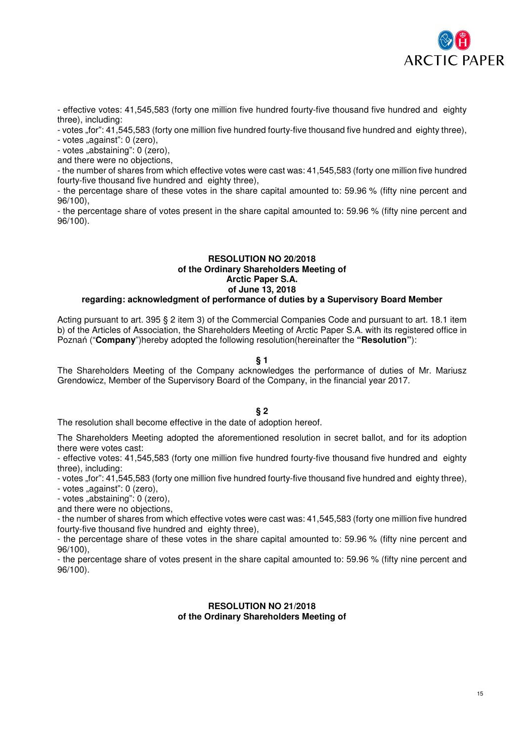- effective votes: 41,545,583 (forty one million five hundred fourty-five thousand five hundred and eighty three), including:
- votes „for": 41,545,583 (forty one million five hundred fourty-five thousand five hundred and eighty three),
- votes „against": 0 (zero),
- votes „abstaining": 0 (zero),
and there were no objections,
- the number of shares from which effective votes were cast was: 41,545,583 (forty one million five hundred fourty-five thousand five hundred and eighty three),
- the percentage share of these votes in the share capital amounted to: 59.96 % (fifty nine percent and 96/100),
- the percentage share of votes present in the share capital amounted to: 59.96 % (fifty nine percent and 96/100).

**RESOLUTION NO 20/2018**
**of the Ordinary Shareholders Meeting of**
**Arctic Paper S.A.**
**of June 13, 2018**
**regarding: acknowledgment of performance of duties by a Supervisory Board Member**

Acting pursuant to art. 395 § 2 item 3) of the Commercial Companies Code and pursuant to art. 18.1 item b) of the Articles of Association, the Shareholders Meeting of Arctic Paper S.A. with its registered office in Poznań ("**Company**")hereby adopted the following resolution(hereinafter the **"Resolution"**):

**§ 1**

The Shareholders Meeting of the Company acknowledges the performance of duties of Mr. Mariusz Grendowicz, Member of the Supervisory Board of the Company, in the financial year 2017.

**§ 2**

The resolution shall become effective in the date of adoption hereof.

The Shareholders Meeting adopted the aforementioned resolution in secret ballot, and for its adoption there were votes cast:
- effective votes: 41,545,583 (forty one million five hundred fourty-five thousand five hundred and eighty three), including:
- votes „for": 41,545,583 (forty one million five hundred fourty-five thousand five hundred and eighty three),
- votes „against": 0 (zero),
- votes „abstaining": 0 (zero),
and there were no objections,
- the number of shares from which effective votes were cast was: 41,545,583 (forty one million five hundred fourty-five thousand five hundred and eighty three),
- the percentage share of these votes in the share capital amounted to: 59.96 % (fifty nine percent and 96/100),
- the percentage share of votes present in the share capital amounted to: 59.96 % (fifty nine percent and 96/100).

**RESOLUTION NO 21/2018**
**of the Ordinary Shareholders Meeting of**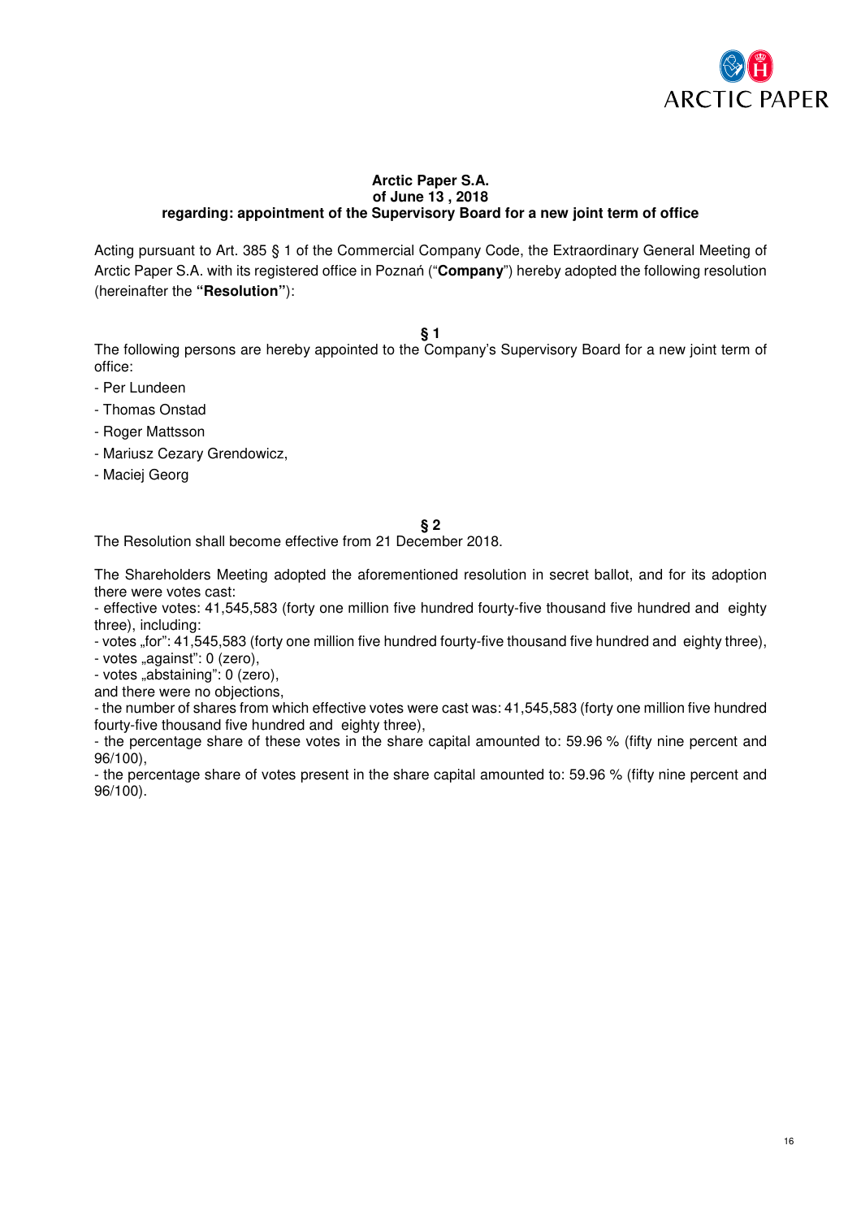**Arctic Paper S.A.**
**of June 13 , 2018**
**regarding: appointment of the Supervisory Board for a new joint term of office**

Acting pursuant to Art. 385 § 1 of the Commercial Company Code, the Extraordinary General Meeting of Arctic Paper S.A. with its registered office in Poznań ("**Company**") hereby adopted the following resolution (hereinafter the **"Resolution"**):

**§ 1**

The following persons are hereby appointed to the Company's Supervisory Board for a new joint term of office:

- Per Lundeen
- Thomas Onstad
- Roger Mattsson
- Mariusz Cezary Grendowicz,
- Maciej Georg

**§ 2**

The Resolution shall become effective from 21 December 2018.

The Shareholders Meeting adopted the aforementioned resolution in secret ballot, and for its adoption there were votes cast:

- effective votes: 41,545,583 (forty one million five hundred fourty-five thousand five hundred and eighty three), including:
- votes „for": 41,545,583 (forty one million five hundred fourty-five thousand five hundred and eighty three),
- votes „against": 0 (zero),
- votes „abstaining": 0 (zero),

and there were no objections,

- the number of shares from which effective votes were cast was: 41,545,583 (forty one million five hundred fourty-five thousand five hundred and eighty three),
- the percentage share of these votes in the share capital amounted to: 59.96 % (fifty nine percent and 96/100),
- the percentage share of votes present in the share capital amounted to: 59.96 % (fifty nine percent and 96/100).